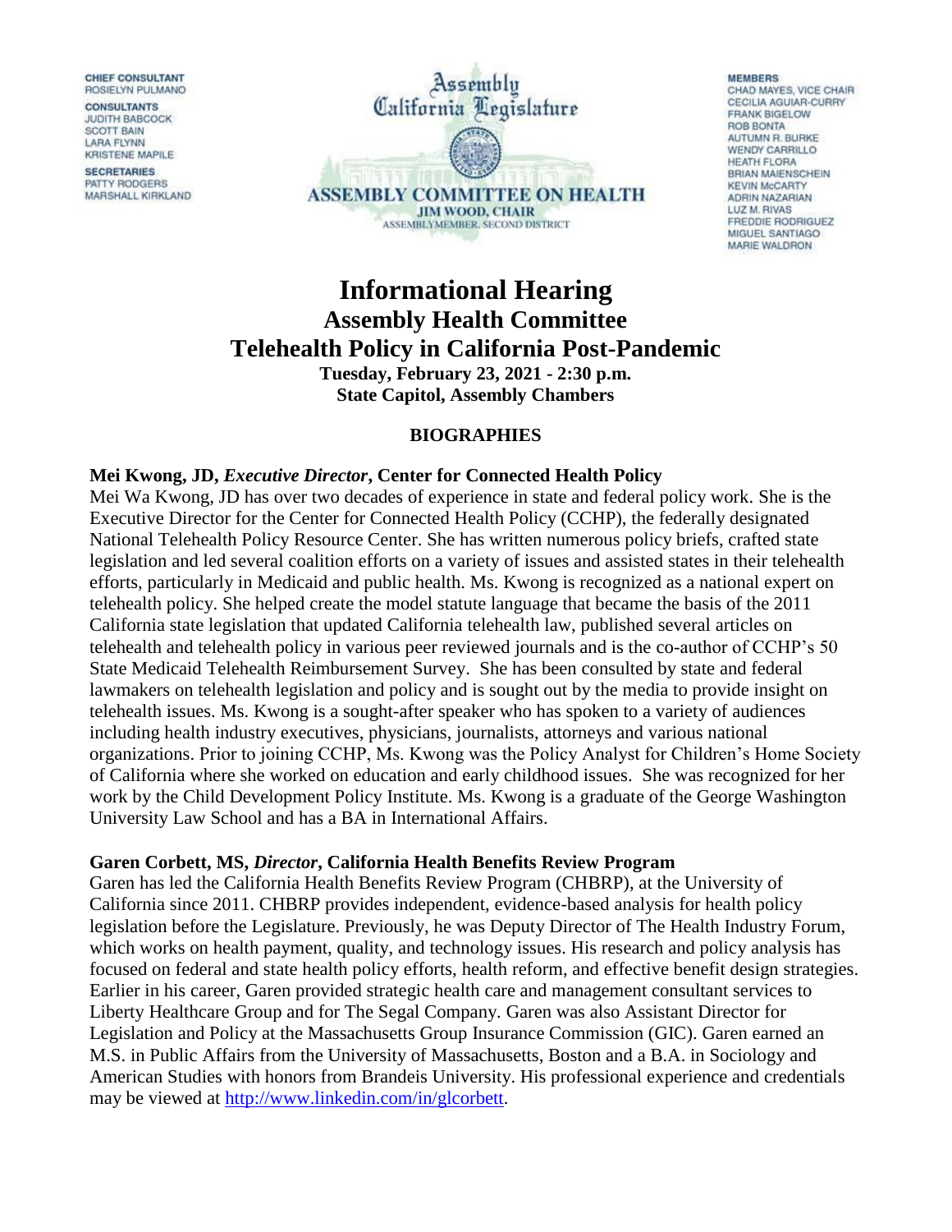CHIEF CONSULTANT
ROSIELYN PULMANO

CONSULTANTS
JUDITH BABCOCK
SCOTT BAIN
LARA FLYNN
KRISTENE MAPILE

SECRETARIES
PATTY RODGERS
MARSHALL KIRKLAND

Assembly
California Legislature

ASSEMBLY COMMITTEE ON HEALTH
JIM WOOD, CHAIR
ASSEMBLYMEMBER, SECOND DISTRICT

MEMBERS
CHAD MAYES, VICE CHAIR
CECILIA AGUIAR-CURRY
FRANK BIGELOW
ROB BONTA
AUTUMN R. BURKE
WENDY CARRILLO
HEATH FLORA
BRIAN MAIENSCHEIN
KEVIN McCARTY
ADRIN NAZARIAN
LUZ M. RIVAS
FREDDIE RODRIGUEZ
MIGUEL SANTIAGO
MARIE WALDRON

# Informational Hearing
## Assembly Health Committee
## Telehealth Policy in California Post-Pandemic

**Tuesday, February 23, 2021 - 2:30 p.m.**
**State Capitol, Assembly Chambers**

### BIOGRAPHIES

**Mei Kwong, JD, *Executive Director*, Center for Connected Health Policy**

Mei Wa Kwong, JD has over two decades of experience in state and federal policy work. She is the Executive Director for the Center for Connected Health Policy (CCHP), the federally designated National Telehealth Policy Resource Center. She has written numerous policy briefs, crafted state legislation and led several coalition efforts on a variety of issues and assisted states in their telehealth efforts, particularly in Medicaid and public health. Ms. Kwong is recognized as a national expert on telehealth policy. She helped create the model statute language that became the basis of the 2011 California state legislation that updated California telehealth law, published several articles on telehealth and telehealth policy in various peer reviewed journals and is the co-author of CCHP's 50 State Medicaid Telehealth Reimbursement Survey. She has been consulted by state and federal lawmakers on telehealth legislation and policy and is sought out by the media to provide insight on telehealth issues. Ms. Kwong is a sought-after speaker who has spoken to a variety of audiences including health industry executives, physicians, journalists, attorneys and various national organizations. Prior to joining CCHP, Ms. Kwong was the Policy Analyst for Children's Home Society of California where she worked on education and early childhood issues. She was recognized for her work by the Child Development Policy Institute. Ms. Kwong is a graduate of the George Washington University Law School and has a BA in International Affairs.

**Garen Corbett, MS, *Director*, California Health Benefits Review Program**

Garen has led the California Health Benefits Review Program (CHBRP), at the University of California since 2011. CHBRP provides independent, evidence-based analysis for health policy legislation before the Legislature. Previously, he was Deputy Director of The Health Industry Forum, which works on health payment, quality, and technology issues. His research and policy analysis has focused on federal and state health policy efforts, health reform, and effective benefit design strategies. Earlier in his career, Garen provided strategic health care and management consultant services to Liberty Healthcare Group and for The Segal Company. Garen was also Assistant Director for Legislation and Policy at the Massachusetts Group Insurance Commission (GIC). Garen earned an M.S. in Public Affairs from the University of Massachusetts, Boston and a B.A. in Sociology and American Studies with honors from Brandeis University. His professional experience and credentials may be viewed at http://www.linkedin.com/in/glcorbett.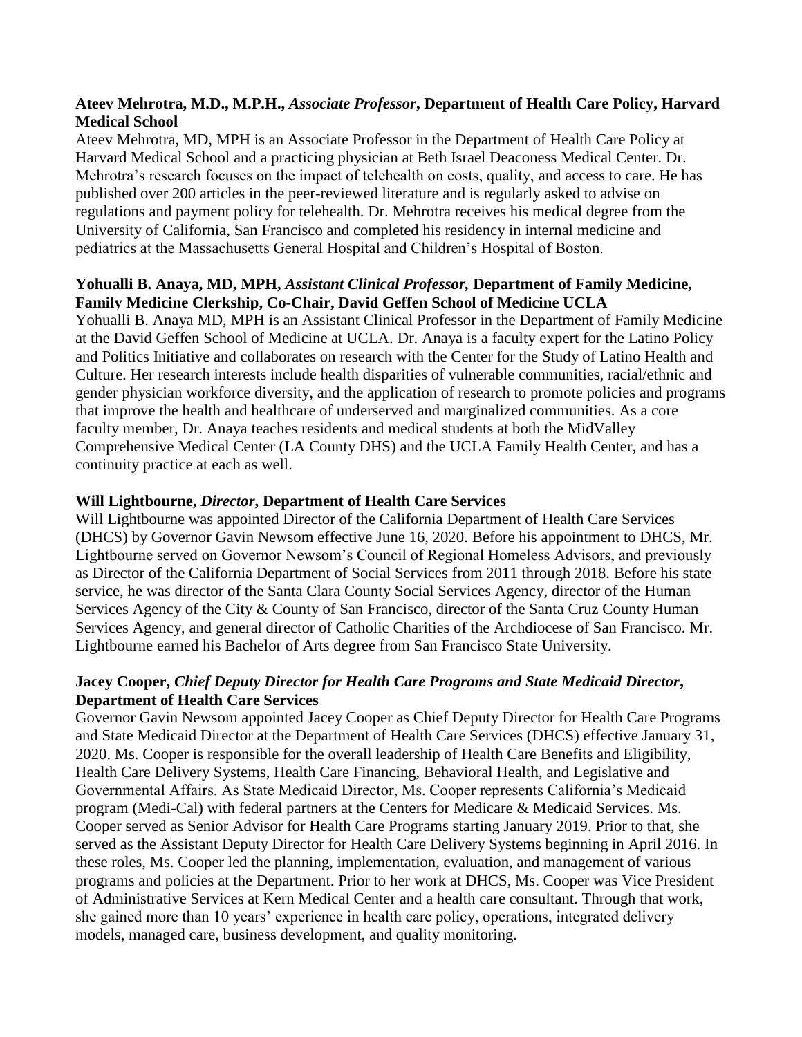**Ateev Mehrotra, M.D., M.P.H., *Associate Professor*, Department of Health Care Policy, Harvard Medical School**

Ateev Mehrotra, MD, MPH is an Associate Professor in the Department of Health Care Policy at Harvard Medical School and a practicing physician at Beth Israel Deaconess Medical Center. Dr. Mehrotra's research focuses on the impact of telehealth on costs, quality, and access to care. He has published over 200 articles in the peer-reviewed literature and is regularly asked to advise on regulations and payment policy for telehealth. Dr. Mehrotra receives his medical degree from the University of California, San Francisco and completed his residency in internal medicine and pediatrics at the Massachusetts General Hospital and Children's Hospital of Boston.

**Yohualli B. Anaya, MD, MPH, *Assistant Clinical Professor,* Department of Family Medicine, Family Medicine Clerkship, Co-Chair, David Geffen School of Medicine UCLA**

Yohualli B. Anaya MD, MPH is an Assistant Clinical Professor in the Department of Family Medicine at the David Geffen School of Medicine at UCLA. Dr. Anaya is a faculty expert for the Latino Policy and Politics Initiative and collaborates on research with the Center for the Study of Latino Health and Culture. Her research interests include health disparities of vulnerable communities, racial/ethnic and gender physician workforce diversity, and the application of research to promote policies and programs that improve the health and healthcare of underserved and marginalized communities. As a core faculty member, Dr. Anaya teaches residents and medical students at both the MidValley Comprehensive Medical Center (LA County DHS) and the UCLA Family Health Center, and has a continuity practice at each as well.

**Will Lightbourne, *Director*, Department of Health Care Services**

Will Lightbourne was appointed Director of the California Department of Health Care Services (DHCS) by Governor Gavin Newsom effective June 16, 2020. Before his appointment to DHCS, Mr. Lightbourne served on Governor Newsom's Council of Regional Homeless Advisors, and previously as Director of the California Department of Social Services from 2011 through 2018. Before his state service, he was director of the Santa Clara County Social Services Agency, director of the Human Services Agency of the City & County of San Francisco, director of the Santa Cruz County Human Services Agency, and general director of Catholic Charities of the Archdiocese of San Francisco. Mr. Lightbourne earned his Bachelor of Arts degree from San Francisco State University.

**Jacey Cooper, *Chief Deputy Director for Health Care Programs and State Medicaid Director*, Department of Health Care Services**

Governor Gavin Newsom appointed Jacey Cooper as Chief Deputy Director for Health Care Programs and State Medicaid Director at the Department of Health Care Services (DHCS) effective January 31, 2020. Ms. Cooper is responsible for the overall leadership of Health Care Benefits and Eligibility, Health Care Delivery Systems, Health Care Financing, Behavioral Health, and Legislative and Governmental Affairs. As State Medicaid Director, Ms. Cooper represents California's Medicaid program (Medi-Cal) with federal partners at the Centers for Medicare & Medicaid Services. Ms. Cooper served as Senior Advisor for Health Care Programs starting January 2019. Prior to that, she served as the Assistant Deputy Director for Health Care Delivery Systems beginning in April 2016. In these roles, Ms. Cooper led the planning, implementation, evaluation, and management of various programs and policies at the Department. Prior to her work at DHCS, Ms. Cooper was Vice President of Administrative Services at Kern Medical Center and a health care consultant. Through that work, she gained more than 10 years' experience in health care policy, operations, integrated delivery models, managed care, business development, and quality monitoring.